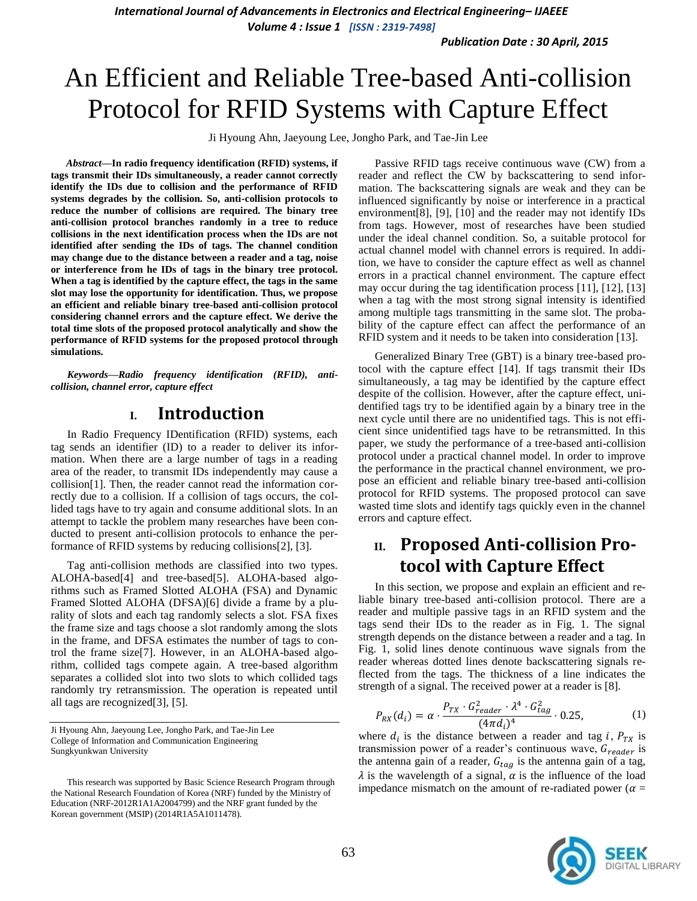# An Efficient and Reliable Tree-based Anti-collision Protocol for RFID Systems with Capture Effect

Ji Hyoung Ahn, Jaeyoung Lee, Jongho Park, and Tae-Jin Lee

***Abstract*—In radio frequency identification (RFID) systems, if tags transmit their IDs simultaneously, a reader cannot correctly identify the IDs due to collision and the performance of RFID systems degrades by the collision. So, anti-collision protocols to reduce the number of collisions are required. The binary tree anti-collision protocol branches randomly in a tree to reduce collisions in the next identification process when the IDs are not identified after sending the IDs of tags. The channel condition may change due to the distance between a reader and a tag, noise or interference from he IDs of tags in the binary tree protocol. When a tag is identified by the capture effect, the tags in the same slot may lose the opportunity for identification. Thus, we propose an efficient and reliable binary tree-based anti-collision protocol considering channel errors and the capture effect. We derive the total time slots of the proposed protocol analytically and show the performance of RFID systems for the proposed protocol through simulations.**

***Keywords*—Radio frequency identification (RFID), anti-collision, channel error, capture effect**

## I. Introduction

In Radio Frequency IDentification (RFID) systems, each tag sends an identifier (ID) to a reader to deliver its information. When there are a large number of tags in a reading area of the reader, to transmit IDs independently may cause a collision[1]. Then, the reader cannot read the information correctly due to a collision. If a collision of tags occurs, the collided tags have to try again and consume additional slots. In an attempt to tackle the problem many researches have been conducted to present anti-collision protocols to enhance the performance of RFID systems by reducing collisions[2], [3].

Tag anti-collision methods are classified into two types. ALOHA-based[4] and tree-based[5]. ALOHA-based algorithms such as Framed Slotted ALOHA (FSA) and Dynamic Framed Slotted ALOHA (DFSA)[6] divide a frame by a plurality of slots and each tag randomly selects a slot. FSA fixes the frame size and tags choose a slot randomly among the slots in the frame, and DFSA estimates the number of tags to control the frame size[7]. However, in an ALOHA-based algorithm, collided tags compete again. A tree-based algorithm separates a collided slot into two slots to which collided tags randomly try retransmission. The operation is repeated until all tags are recognized[3], [5].

Passive RFID tags receive continuous wave (CW) from a reader and reflect the CW by backscattering to send information. The backscattering signals are weak and they can be influenced significantly by noise or interference in a practical environment[8], [9], [10] and the reader may not identify IDs from tags. However, most of researches have been studied under the ideal channel condition. So, a suitable protocol for actual channel model with channel errors is required. In addition, we have to consider the capture effect as well as channel errors in a practical channel environment. The capture effect may occur during the tag identification process [11], [12], [13] when a tag with the most strong signal intensity is identified among multiple tags transmitting in the same slot. The probability of the capture effect can affect the performance of an RFID system and it needs to be taken into consideration [13].

Generalized Binary Tree (GBT) is a binary tree-based protocol with the capture effect [14]. If tags transmit their IDs simultaneously, a tag may be identified by the capture effect despite of the collision. However, after the capture effect, unidentified tags try to be identified again by a binary tree in the next cycle until there are no unidentified tags. This is not efficient since unidentified tags have to be retransmitted. In this paper, we study the performance of a tree-based anti-collision protocol under a practical channel model. In order to improve the performance in the practical channel environment, we propose an efficient and reliable binary tree-based anti-collision protocol for RFID systems. The proposed protocol can save wasted time slots and identify tags quickly even in the channel errors and capture effect.

## II. Proposed Anti-collision Protocol with Capture Effect

In this section, we propose and explain an efficient and reliable binary tree-based anti-collision protocol. There are a reader and multiple passive tags in an RFID system and the tags send their IDs to the reader as in Fig. 1. The signal strength depends on the distance between a reader and a tag. In Fig. 1, solid lines denote continuous wave signals from the reader whereas dotted lines denote backscattering signals reflected from the tags. The thickness of a line indicates the strength of a signal. The received power at a reader is [8].

$$P_{RX}(d_i) = \alpha \cdot \frac{P_{TX} \cdot G_{reader}^2 \cdot \lambda^4 \cdot G_{tag}^2}{(4\pi d_i)^4} \cdot 0.25, \tag{1}$$

where $d_i$ is the distance between a reader and tag $i$, $P_{TX}$ is transmission power of a reader's continuous wave, $G_{reader}$ is the antenna gain of a reader, $G_{tag}$ is the antenna gain of a tag, $\lambda$ is the wavelength of a signal, $\alpha$ is the influence of the load impedance mismatch on the amount of re-radiated power ($\alpha$ =

---

Ji Hyoung Ahn, Jaeyoung Lee, Jongho Park, and Tae-Jin Lee
College of Information and Communication Engineering
Sungkyunkwan University

This research was supported by Basic Science Research Program through the National Research Foundation of Korea (NRF) funded by the Ministry of Education (NRF-2012R1A1A2004799) and the NRF grant funded by the Korean government (MSIP) (2014R1A5A1011478).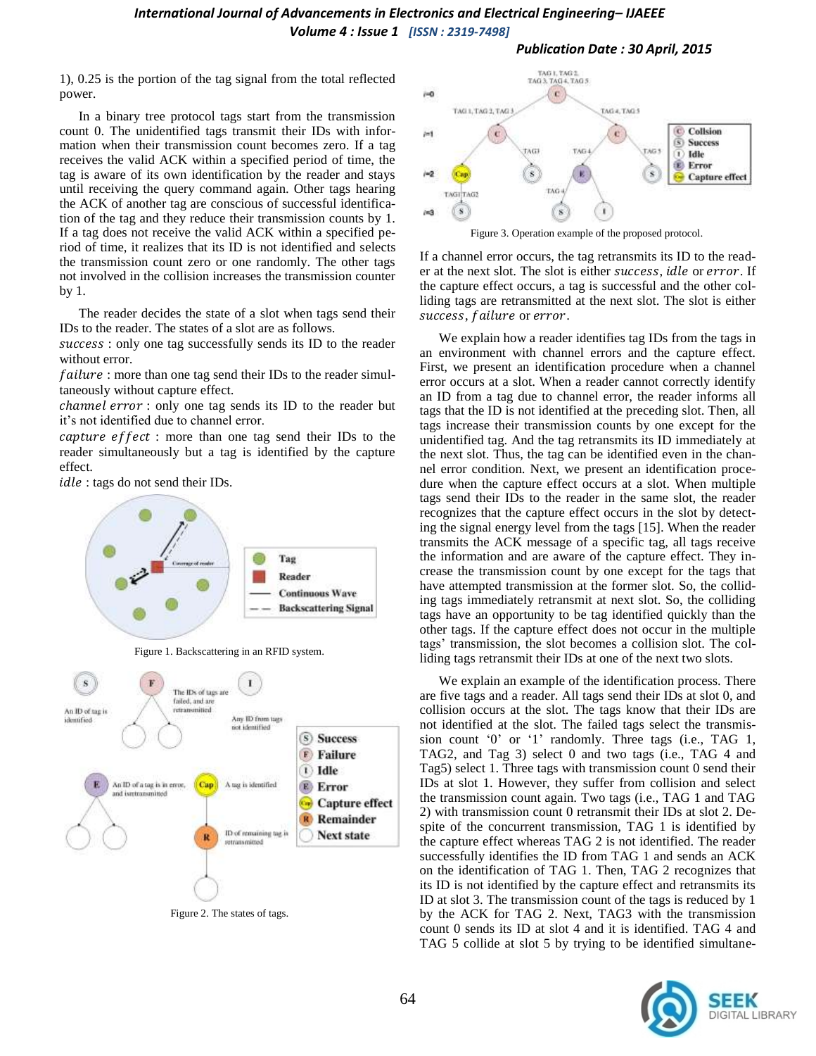1), 0.25 is the portion of the tag signal from the total reflected power.

In a binary tree protocol tags start from the transmission count 0. The unidentified tags transmit their IDs with information when their transmission count becomes zero. If a tag receives the valid ACK within a specified period of time, the tag is aware of its own identification by the reader and stays until receiving the query command again. Other tags hearing the ACK of another tag are conscious of successful identification of the tag and they reduce their transmission counts by 1. If a tag does not receive the valid ACK within a specified period of time, it realizes that its ID is not identified and selects the transmission count zero or one randomly. The other tags not involved in the collision increases the transmission counter by 1.

The reader decides the state of a slot when tags send their IDs to the reader. The states of a slot are as follows.
*success* : only one tag successfully sends its ID to the reader without error.
*failure* : more than one tag send their IDs to the reader simultaneously without capture effect.
*channel error* : only one tag sends its ID to the reader but it's not identified due to channel error.
*capture effect* : more than one tag send their IDs to the reader simultaneously but a tag is identified by the capture effect.
*idle* : tags do not send their IDs.

Figure 1. Backscattering in an RFID system.

Figure 2. The states of tags.

Figure 3. Operation example of the proposed protocol.

If a channel error occurs, the tag retransmits its ID to the reader at the next slot. The slot is either *success*, *idle* or *error*. If the capture effect occurs, a tag is successful and the other colliding tags are retransmitted at the next slot. The slot is either *success*, *failure* or *error*.

We explain how a reader identifies tag IDs from the tags in an environment with channel errors and the capture effect. First, we present an identification procedure when a channel error occurs at a slot. When a reader cannot correctly identify an ID from a tag due to channel error, the reader informs all tags that the ID is not identified at the preceding slot. Then, all tags increase their transmission counts by one except for the unidentified tag. And the tag retransmits its ID immediately at the next slot. Thus, the tag can be identified even in the channel error condition. Next, we present an identification procedure when the capture effect occurs at a slot. When multiple tags send their IDs to the reader in the same slot, the reader recognizes that the capture effect occurs in the slot by detecting the signal energy level from the tags [15]. When the reader transmits the ACK message of a specific tag, all tags receive the information and are aware of the capture effect. They increase the transmission count by one except for the tags that have attempted transmission at the former slot. So, the colliding tags immediately retransmit at next slot. So, the colliding tags have an opportunity to be tag identified quickly than the other tags. If the capture effect does not occur in the multiple tags' transmission, the slot becomes a collision slot. The colliding tags retransmit their IDs at one of the next two slots.

We explain an example of the identification process. There are five tags and a reader. All tags send their IDs at slot 0, and collision occurs at the slot. The tags know that their IDs are not identified at the slot. The failed tags select the transmission count '0' or '1' randomly. Three tags (i.e., TAG 1, TAG2, and Tag 3) select 0 and two tags (i.e., TAG 4 and Tag5) select 1. Three tags with transmission count 0 send their IDs at slot 1. However, they suffer from collision and select the transmission count again. Two tags (i.e., TAG 1 and TAG 2) with transmission count 0 retransmit their IDs at slot 2. Despite of the concurrent transmission, TAG 1 is identified by the capture effect whereas TAG 2 is not identified. The reader successfully identifies the ID from TAG 1 and sends an ACK on the identification of TAG 1. Then, TAG 2 recognizes that its ID is not identified by the capture effect and retransmits its ID at slot 3. The transmission count of the tags is reduced by 1 by the ACK for TAG 2. Next, TAG3 with the transmission count 0 sends its ID at slot 4 and it is identified. TAG 4 and TAG 5 collide at slot 5 by trying to be identified simultane-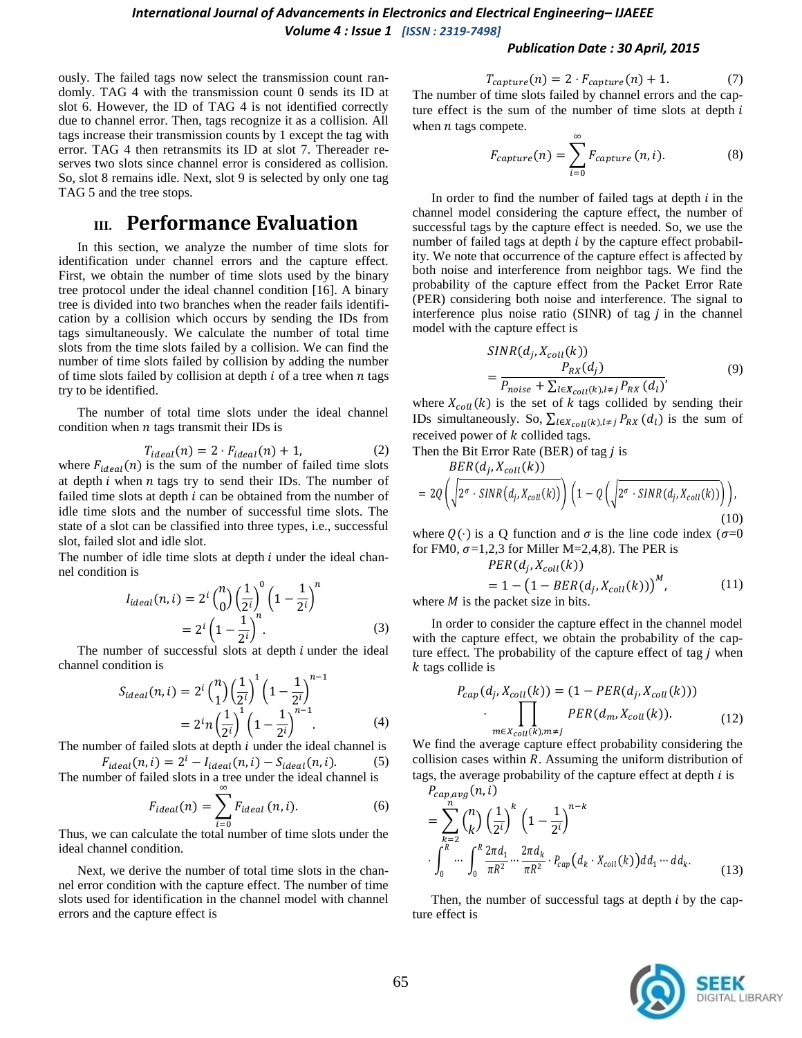ously. The failed tags now select the transmission count randomly. TAG 4 with the transmission count 0 sends its ID at slot 6. However, the ID of TAG 4 is not identified correctly due to channel error. Then, tags recognize it as a collision. All tags increase their transmission counts by 1 except the tag with error. TAG 4 then retransmits its ID at slot 7. Thereader reserves two slots since channel error is considered as collision. So, slot 8 remains idle. Next, slot 9 is selected by only one tag TAG 5 and the tree stops.

# III. Performance Evaluation

In this section, we analyze the number of time slots for identification under channel errors and the capture effect. First, we obtain the number of time slots used by the binary tree protocol under the ideal channel condition [16]. A binary tree is divided into two branches when the reader fails identification by a collision which occurs by sending the IDs from tags simultaneously. We calculate the number of total time slots from the time slots failed by a collision. We can find the number of time slots failed by collision by adding the number of time slots failed by collision at depth $i$ of a tree when $n$ tags try to be identified.

The number of total time slots under the ideal channel condition when $n$ tags transmit their IDs is

$$T_{ideal}(n) = 2 \cdot F_{ideal}(n) + 1, \tag{2}$$

where $F_{ideal}(n)$ is the sum of the number of failed time slots at depth $i$ when $n$ tags try to send their IDs. The number of failed time slots at depth $i$ can be obtained from the number of idle time slots and the number of successful time slots. The state of a slot can be classified into three types, i.e., successful slot, failed slot and idle slot.

The number of idle time slots at depth $i$ under the ideal channel condition is

$$\begin{aligned} I_{ideal}(n,i) &= 2^i \binom{n}{0} \left(\frac{1}{2^i}\right)^0 \left(1-\frac{1}{2^i}\right)^n \\ &= 2^i \left(1-\frac{1}{2^i}\right)^n. \end{aligned} \tag{3}$$

The number of successful slots at depth $i$ under the ideal channel condition is

$$\begin{aligned} S_{ideal}(n,i) &= 2^i \binom{n}{1} \left(\frac{1}{2^i}\right)^1 \left(1-\frac{1}{2^i}\right)^{n-1} \\ &= 2^i n \left(\frac{1}{2^i}\right)^1 \left(1-\frac{1}{2^i}\right)^{n-1}. \end{aligned} \tag{4}$$

The number of failed slots at depth $i$ under the ideal channel is

$$F_{ideal}(n,i) = 2^i - I_{ideal}(n,i) - S_{ideal}(n,i). \tag{5}$$

The number of failed slots in a tree under the ideal channel is

$$F_{ideal}(n) = \sum_{i=0}^{\infty} F_{ideal}(n,i). \tag{6}$$

Thus, we can calculate the total number of time slots under the ideal channel condition.

Next, we derive the number of total time slots in the channel error condition with the capture effect. The number of time slots used for identification in the channel model with channel errors and the capture effect is

$$T_{capture}(n) = 2 \cdot F_{capture}(n) + 1. \tag{7}$$

The number of time slots failed by channel errors and the capture effect is the sum of the number of time slots at depth $i$ when $n$ tags compete.

$$F_{capture}(n) = \sum_{i=0}^{\infty} F_{capture}(n,i). \tag{8}$$

In order to find the number of failed tags at depth $i$ in the channel model considering the capture effect, the number of successful tags by the capture effect is needed. So, we use the number of failed tags at depth $i$ by the capture effect probability. We note that occurrence of the capture effect is affected by both noise and interference from neighbor tags. We find the probability of the capture effect from the Packet Error Rate (PER) considering both noise and interference. The signal to interference plus noise ratio (SINR) of tag $j$ in the channel model with the capture effect is

$$\begin{aligned} &SINR(d_j, X_{coll}(k)) \\ &= \frac{P_{RX}(d_j)}{P_{noise} + \sum_{l \in X_{coll}(k), l \neq j} P_{RX}(d_l)}, \end{aligned} \tag{9}$$

where $X_{coll}(k)$ is the set of $k$ tags collided by sending their IDs simultaneously. So, $\sum_{l \in X_{coll}(k), l \neq j} P_{RX}(d_l)$ is the sum of received power of $k$ collided tags.

Then the Bit Error Rate (BER) of tag $j$ is

$$\begin{aligned} &BER(d_j, X_{coll}(k)) \\ &= 2Q\left(\sqrt{2^{\sigma} \cdot SINR(d_j, X_{coll}(k))}\right)\left(1 - Q\left(\sqrt{2^{\sigma} \cdot SINR(d_j, X_{coll}(k))}\right)\right), \end{aligned} \tag{10}$$

where $Q(\cdot)$ is a Q function and $\sigma$ is the line code index ($\sigma$=0 for FM0, $\sigma$=1,2,3 for Miller M=2,4,8). The PER is

$$\begin{aligned} &PER(d_j, X_{coll}(k)) \\ &= 1 - \left(1 - BER(d_j, X_{coll}(k))\right)^M, \end{aligned} \tag{11}$$

where $M$ is the packet size in bits.

In order to consider the capture effect in the channel model with the capture effect, we obtain the probability of the capture effect. The probability of the capture effect of tag $j$ when $k$ tags collide is

$$\begin{aligned} P_{cap}(d_j, X_{coll}(k)) &= (1 - PER(d_j, X_{coll}(k))) \\ &\cdot \prod_{m \in X_{coll}(k), m \neq j} PER(d_m, X_{coll}(k)). \end{aligned} \tag{12}$$

We find the average capture effect probability considering the collision cases within $R$. Assuming the uniform distribution of tags, the average probability of the capture effect at depth $i$ is

$$\begin{aligned} &P_{cap,avg}(n,i) \\ &= \sum_{k=2}^{n} \binom{n}{k} \left(\frac{1}{2^i}\right)^k \left(1-\frac{1}{2^i}\right)^{n-k} \\ &\cdot \int_0^R \cdots \int_0^R \frac{2\pi d_1}{\pi R^2} \cdots \frac{2\pi d_k}{\pi R^2} \cdot P_{cap}\left(d_k \cdot X_{coll}(k)\right) dd_1 \cdots dd_k. \end{aligned} \tag{13}$$

Then, the number of successful tags at depth $i$ by the capture effect is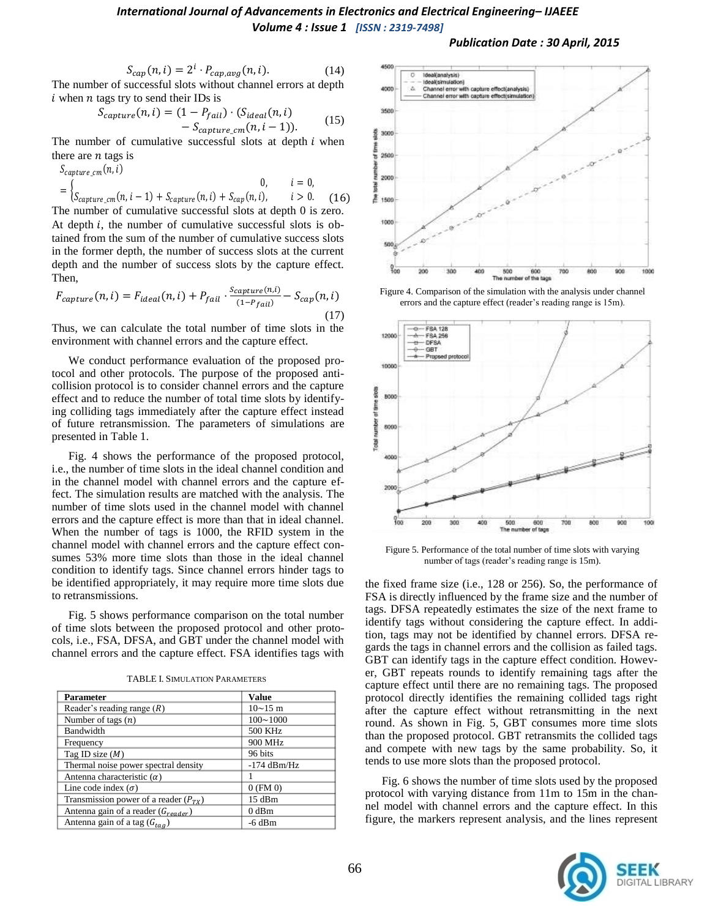$$S_{cap}(n,i) = 2^i \cdot P_{cap,avg}(n,i). \tag{14}$$

The number of successful slots without channel errors at depth $i$ when $n$ tags try to send their IDs is

$$S_{capture}(n,i) = (1 - P_{fail}) \cdot (S_{ideal}(n,i) - S_{capture\_cm}(n,i-1)). \tag{15}$$

The number of cumulative successful slots at depth $i$ when there are $n$ tags is

$$S_{capture\_cm}(n,i) = \begin{cases} 0, & i = 0, \\ S_{capture\_cm}(n,i-1) + S_{capture}(n,i) + S_{cap}(n,i), & i > 0. \end{cases} \tag{16}$$

The number of cumulative successful slots at depth 0 is zero. At depth $i$, the number of cumulative successful slots is obtained from the sum of the number of cumulative success slots in the former depth, the number of success slots at the current depth and the number of success slots by the capture effect. Then,

$$F_{capture}(n,i) = F_{ideal}(n,i) + P_{fail} \cdot \frac{S_{capture}(n,i)}{(1-P_{fail})} - S_{cap}(n,i) \tag{17}$$

Thus, we can calculate the total number of time slots in the environment with channel errors and the capture effect.

We conduct performance evaluation of the proposed protocol and other protocols. The purpose of the proposed anti-collision protocol is to consider channel errors and the capture effect and to reduce the number of total time slots by identifying colliding tags immediately after the capture effect instead of future retransmission. The parameters of simulations are presented in Table 1.

Fig. 4 shows the performance of the proposed protocol, i.e., the number of time slots in the ideal channel condition and in the channel model with channel errors and the capture effect. The simulation results are matched with the analysis. The number of time slots used in the channel model with channel errors and the capture effect is more than that in ideal channel. When the number of tags is 1000, the RFID system in the channel model with channel errors and the capture effect consumes 53% more time slots than those in the ideal channel condition to identify tags. Since channel errors hinder tags to be identified appropriately, it may require more time slots due to retransmissions.

Fig. 5 shows performance comparison on the total number of time slots between the proposed protocol and other protocols, i.e., FSA, DFSA, and GBT under the channel model with channel errors and the capture effect. FSA identifies tags with the fixed frame size (i.e., 128 or 256). So, the performance of FSA is directly influenced by the frame size and the number of tags. DFSA repeatedly estimates the size of the next frame to identify tags without considering the capture effect. In addition, tags may not be identified by channel errors. DFSA regards the tags in channel errors and the collision as failed tags. GBT can identify tags in the capture effect condition. However, GBT repeats rounds to identify remaining tags after the capture effect until there are no remaining tags. The proposed protocol directly identifies the remaining collided tags right after the capture effect without retransmitting in the next round. As shown in Fig. 5, GBT consumes more time slots than the proposed protocol. GBT retransmits the collided tags and compete with new tags by the same probability. So, it tends to use more slots than the proposed protocol.

TABLE I. SIMULATION PARAMETERS

| Parameter | Value |
|---|---|
| Reader's reading range ($R$) | 10~15 m |
| Number of tags ($n$) | 100~1000 |
| Bandwidth | 500 KHz |
| Frequency | 900 MHz |
| Tag ID size ($M$) | 96 bits |
| Thermal noise power spectral density | -174 dBm/Hz |
| Antenna characteristic ($\alpha$) | 1 |
| Line code index ($\sigma$) | 0 (FM 0) |
| Transmission power of a reader ($P_{TX}$) | 15 dBm |
| Antenna gain of a reader ($G_{reader}$) | 0 dBm |
| Antenna gain of a tag ($G_{tag}$) | -6 dBm |

Figure 4. Comparison of the simulation with the analysis under channel errors and the capture effect (reader's reading range is 15m).

Figure 5. Performance of the total number of time slots with varying number of tags (reader's reading range is 15m).

Fig. 6 shows the number of time slots used by the proposed protocol with varying distance from 11m to 15m in the channel model with channel errors and the capture effect. In this figure, the markers represent analysis, and the lines represent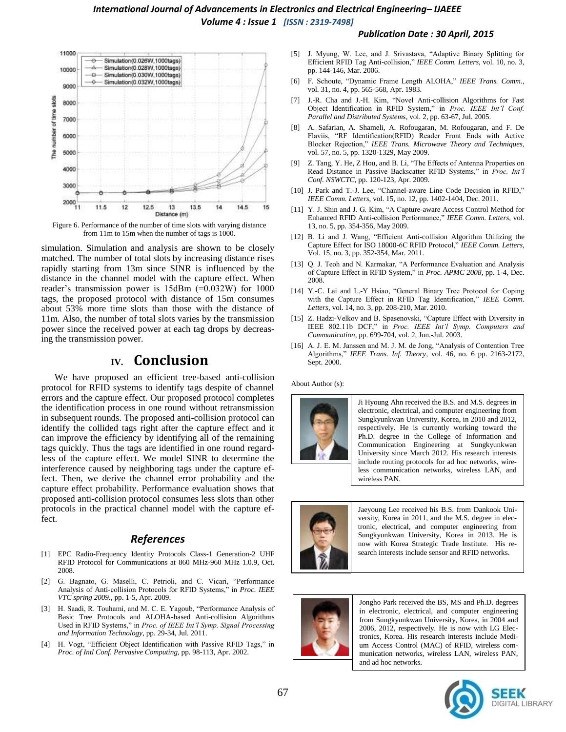Figure 6. Performance of the number of time slots with varying distance from 11m to 15m when the number of tags is 1000.

simulation. Simulation and analysis are shown to be closely matched. The number of total slots by increasing distance rises rapidly starting from 13m since SINR is influenced by the distance in the channel model with the capture effect. When reader's transmission power is 15dBm (=0.032W) for 1000 tags, the proposed protocol with distance of 15m consumes about 53% more time slots than those with the distance of 11m. Also, the number of total slots varies by the transmission power since the received power at each tag drops by decreasing the transmission power.

# IV. Conclusion

We have proposed an efficient tree-based anti-collision protocol for RFID systems to identify tags despite of channel errors and the capture effect. Our proposed protocol completes the identification process in one round without retransmission in subsequent rounds. The proposed anti-collision protocol can identify the collided tags right after the capture effect and it can improve the efficiency by identifying all of the remaining tags quickly. Thus the tags are identified in one round regardless of the capture effect. We model SINR to determine the interference caused by neighboring tags under the capture effect. Then, we derive the channel error probability and the capture effect probability. Performance evaluation shows that proposed anti-collision protocol consumes less slots than other protocols in the practical channel model with the capture effect.

## References

[1] EPC Radio-Frequency Identity Protocols Class-1 Generation-2 UHF RFID Protocol for Communications at 860 MHz-960 MHz 1.0.9, Oct. 2008.

[2] G. Bagnato, G. Maselli, C. Petrioli, and C. Vicari, "Performance Analysis of Anti-collision Protocols for RFID Systems," in *Proc. IEEE VTC spring 2009.*, pp. 1-5, Apr. 2009.

[3] H. Saadi, R. Touhami, and M. C. E. Yagoub, "Performance Analysis of Basic Tree Protocols and ALOHA-based Anti-collision Algorithms Used in RFID Systems," in *Proc. of IEEE Int'l Symp. Signal Processing and Information Technology*, pp. 29-34, Jul. 2011.

[4] H. Vogt, "Efficient Object Identification with Passive RFID Tags," in *Proc. of Intl Conf. Pervasive Computing*, pp. 98-113, Apr. 2002.

[5] J. Myung, W. Lee, and J. Srivastava, "Adaptive Binary Splitting for Efficient RFID Tag Anti-collision," *IEEE Comm. Letters*, vol. 10, no. 3, pp. 144-146, Mar. 2006.

[6] F. Schoute, "Dynamic Frame Length ALOHA," *IEEE Trans. Comm.*, vol. 31, no. 4, pp. 565-568, Apr. 1983.

[7] J.-R. Cha and J.-H. Kim, "Novel Anti-collision Algorithms for Fast Object Identification in RFID System," in *Proc. IEEE Int'l Conf. Parallel and Distributed Systems*, vol. 2, pp. 63-67, Jul. 2005.

[8] A. Safarian, A. Shameli, A. Rofougaran, M. Rofougaran, and F. De Flaviis, "RF Identification(RFID) Reader Front Ends with Active Blocker Rejection," *IEEE Trans. Microwave Theory and Techniques*, vol. 57, no. 5, pp. 1320-1329, May 2009.

[9] Z. Tang, Y. He, Z Hou, and B. Li, "The Effects of Antenna Properties on Read Distance in Passive Backscatter RFID Systems," in *Proc. Int'l Conf. NSWCTC*, pp. 120-123, Apr. 2009.

[10] J. Park and T.-J. Lee, "Channel-aware Line Code Decision in RFID," *IEEE Comm. Letters*, vol. 15, no. 12, pp. 1402-1404, Dec. 2011.

[11] Y. J. Shin and J. G. Kim, "A Capture-aware Access Control Method for Enhanced RFID Anti-collision Performance," *IEEE Comm. Letters*, vol. 13, no. 5, pp. 354-356, May 2009.

[12] B. Li and J. Wang, "Efficient Anti-collision Algorithm Utilizing the Capture Effect for ISO 18000-6C RFID Protocol," *IEEE Comm. Letters*, Vol. 15, no. 3, pp. 352-354, Mar. 2011.

[13] Q. J. Teoh and N. Karmakar, "A Performance Evaluation and Analysis of Capture Effect in RFID System," in *Proc. APMC 2008*, pp. 1-4, Dec. 2008.

[14] Y.-C. Lai and L.-Y Hsiao, "General Binary Tree Protocol for Coping with the Capture Effect in RFID Tag Identification," *IEEE Comm. Letters*, vol. 14, no. 3, pp. 208-210, Mar. 2010.

[15] Z. Hadzi-Velkov and B. Spasenovski, "Capture Effect with Diversity in IEEE 802.11b DCF," in *Proc. IEEE Int'l Symp. Computers and Communication*, pp. 699-704, vol. 2, Jun.-Jul. 2003.

[16] A. J. E. M. Janssen and M. J. M. de Jong, "Analysis of Contention Tree Algorithms," *IEEE Trans. Inf. Theory*, vol. 46, no. 6 pp. 2163-2172, Sept. 2000.

About Author (s):

Ji Hyoung Ahn received the B.S. and M.S. degrees in electronic, electrical, and computer engineering from Sungkyunkwan University, Korea, in 2010 and 2012, respectively. He is currently working toward the Ph.D. degree in the College of Information and Communication Engineering at Sungkyunkwan University since March 2012. His research interests include routing protocols for ad hoc networks, wireless communication networks, wireless LAN, and wireless PAN.

Jaeyoung Lee received his B.S. from Dankook University, Korea in 2011, and the M.S. degree in electronic, electrical, and computer engineering from Sungkyunkwan University, Korea in 2013. He is now with Korea Strategic Trade Institute. His research interests include sensor and RFID networks.

Jongho Park received the BS, MS and Ph.D. degrees in electronic, electrical, and computer engineering from Sungkyunkwan University, Korea, in 2004 and 2006, 2012, respectively. He is now with LG Electronics, Korea. His research interests include Medium Access Control (MAC) of RFID, wireless communication networks, wireless LAN, wireless PAN, and ad hoc networks.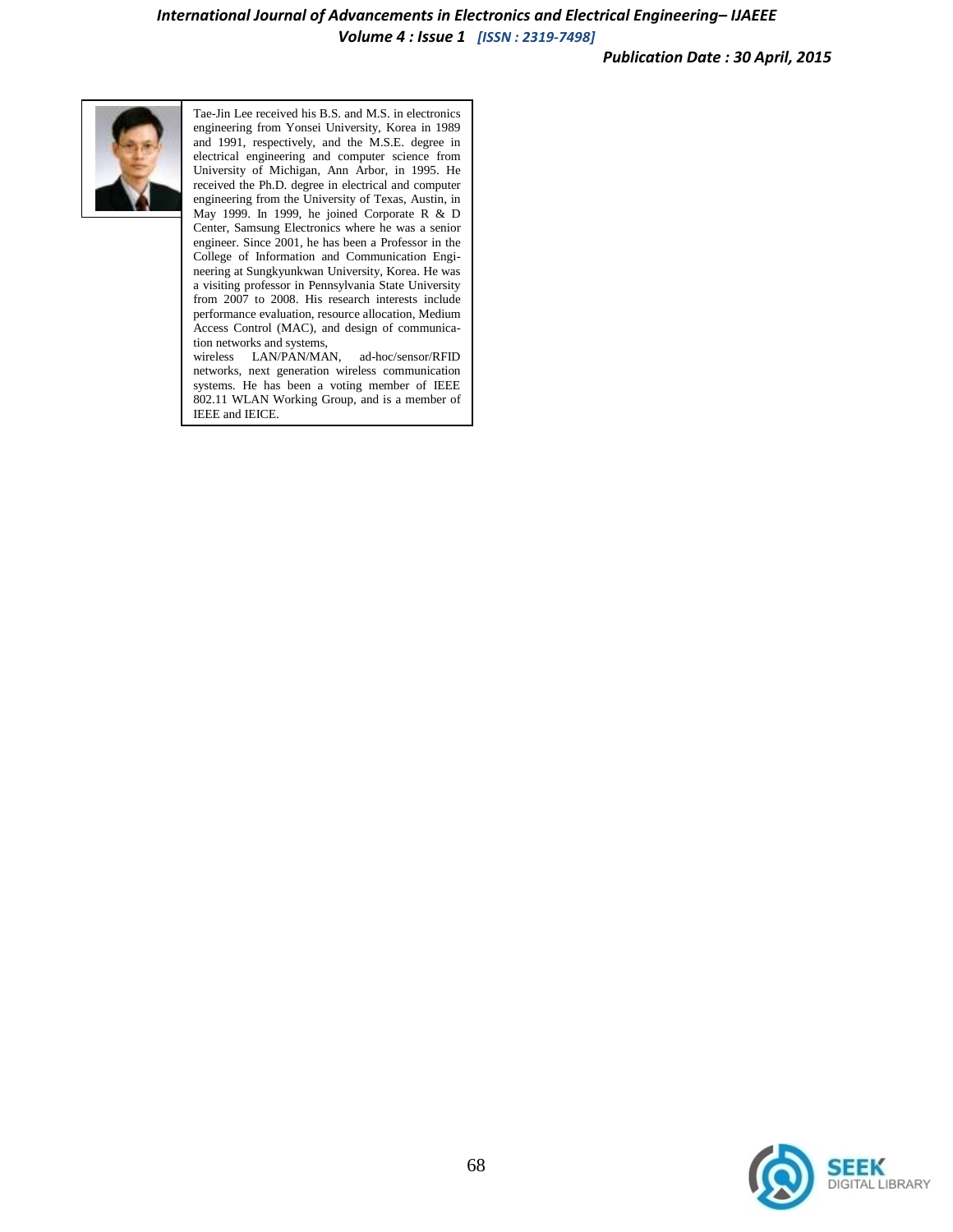Tae-Jin Lee received his B.S. and M.S. in electronics engineering from Yonsei University, Korea in 1989 and 1991, respectively, and the M.S.E. degree in electrical engineering and computer science from University of Michigan, Ann Arbor, in 1995. He received the Ph.D. degree in electrical and computer engineering from the University of Texas, Austin, in May 1999. In 1999, he joined Corporate R & D Center, Samsung Electronics where he was a senior engineer. Since 2001, he has been a Professor in the College of Information and Communication Engineering at Sungkyunkwan University, Korea. He was a visiting professor in Pennsylvania State University from 2007 to 2008. His research interests include performance evaluation, resource allocation, Medium Access Control (MAC), and design of communication networks and systems, wireless LAN/PAN/MAN, ad-hoc/sensor/RFID networks, next generation wireless communication systems. He has been a voting member of IEEE 802.11 WLAN Working Group, and is a member of IEEE and IEICE.